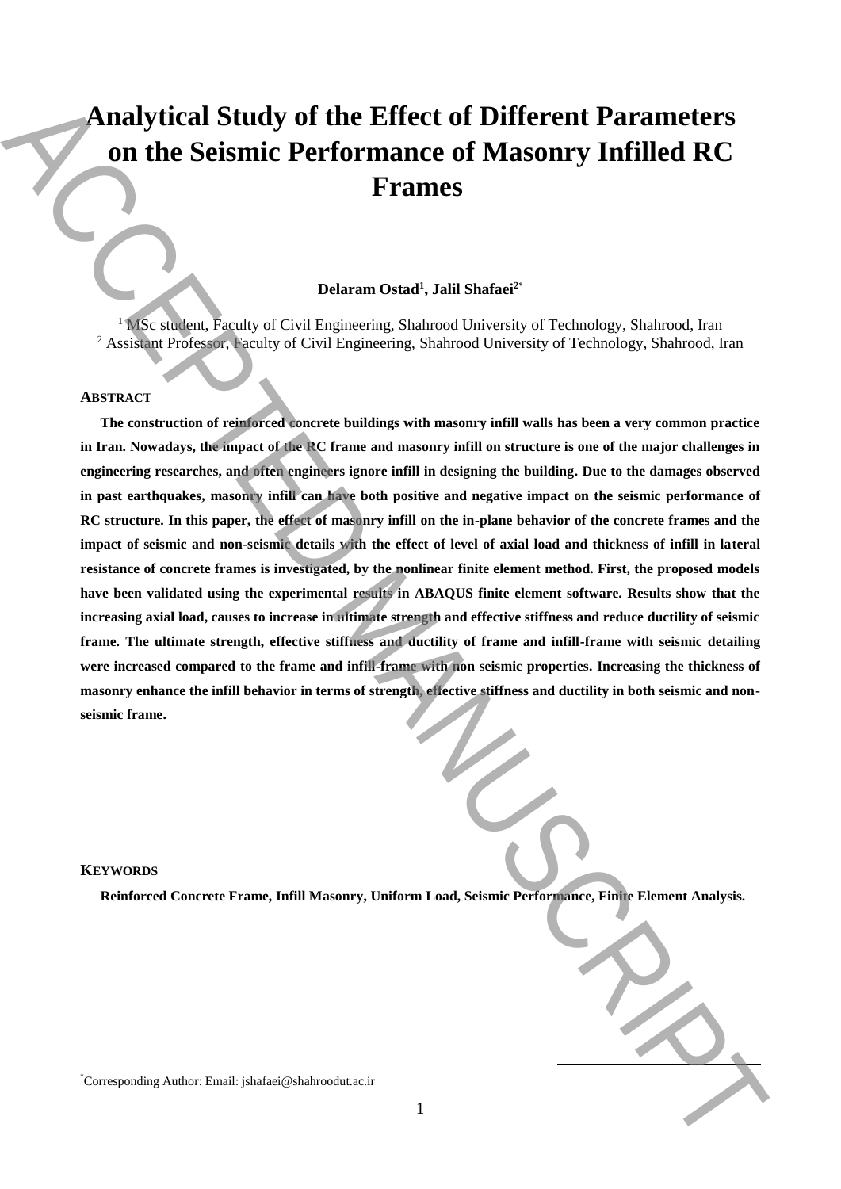# Analytical Study of the Effect of Different Parameters on the Seismic Performance of Masonry Infilled RC Frames

**Delaram Ostad[1], Jalil Shafaei[2*]**

[1] MSc student, Faculty of Civil Engineering, Shahrood University of Technology, Shahrood, Iran
[2] Assistant Professor, Faculty of Civil Engineering, Shahrood University of Technology, Shahrood, Iran

## ABSTRACT

**The construction of reinforced concrete buildings with masonry infill walls has been a very common practice in Iran. Nowadays, the impact of the RC frame and masonry infill on structure is one of the major challenges in engineering researches, and often engineers ignore infill in designing the building. Due to the damages observed in past earthquakes, masonry infill can have both positive and negative impact on the seismic performance of RC structure. In this paper, the effect of masonry infill on the in-plane behavior of the concrete frames and the impact of seismic and non-seismic details with the effect of level of axial load and thickness of infill in lateral resistance of concrete frames is investigated, by the nonlinear finite element method. First, the proposed models have been validated using the experimental results in ABAQUS finite element software. Results show that the increasing axial load, causes to increase in ultimate strength and effective stiffness and reduce ductility of seismic frame. The ultimate strength, effective stiffness and ductility of frame and infill-frame with seismic detailing were increased compared to the frame and infill-frame with non seismic properties. Increasing the thickness of masonry enhance the infill behavior in terms of strength, effective stiffness and ductility in both seismic and non-seismic frame.**

## KEYWORDS

**Reinforced Concrete Frame, Infill Masonry, Uniform Load, Seismic Performance, Finite Element Analysis.**

[*] Corresponding Author: Email: jshafaei@shahroodut.ac.ir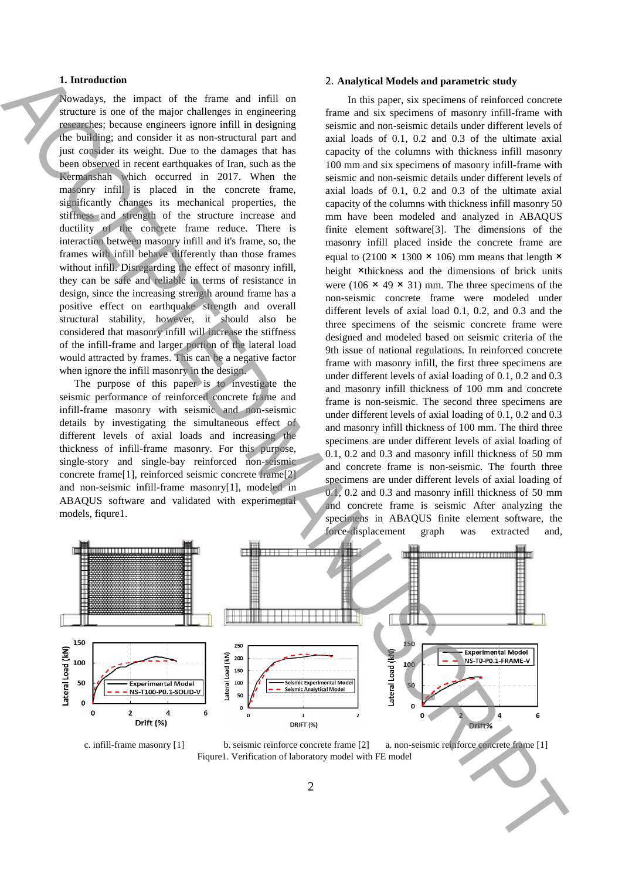## 1. Introduction

Nowadays, the impact of the frame and infill on structure is one of the major challenges in engineering researches; because engineers ignore infill in designing the building; and consider it as non-structural part and just consider its weight. Due to the damages that has been observed in recent earthquakes of Iran, such as the Kermanshah which occurred in 2017. When the masonry infill is placed in the concrete frame, significantly changes its mechanical properties, the stiffness and strength of the structure increase and ductility of the concrete frame reduce. There is interaction between masonry infill and it's frame, so, the frames with infill behave differently than those frames without infill. Disregarding the effect of masonry infill, they can be safe and reliable in terms of resistance in design, since the increasing strength around frame has a positive effect on earthquake strength and overall structural stability, however, it should also be considered that masonry infill will increase the stiffness of the infill-frame and larger portion of the lateral load would attracted by frames. This can be a negative factor when ignore the infill masonry in the design.

The purpose of this paper is to investigate the seismic performance of reinforced concrete frame and infill-frame masonry with seismic and non-seismic details by investigating the simultaneous effect of different levels of axial loads and increasing the thickness of infill-frame masonry. For this purpose, single-story and single-bay reinforced non-seismic concrete frame[1], reinforced seismic concrete frame[2] and non-seismic infill-frame masonry[1], modeled in ABAQUS software and validated with experimental models, fiqure1.

## 2. Analytical Models and parametric study

In this paper, six specimens of reinforced concrete frame and six specimens of masonry infill-frame with seismic and non-seismic details under different levels of axial loads of 0.1, 0.2 and 0.3 of the ultimate axial capacity of the columns with thickness infill masonry 100 mm and six specimens of masonry infill-frame with seismic and non-seismic details under different levels of axial loads of 0.1, 0.2 and 0.3 of the ultimate axial capacity of the columns with thickness infill masonry 50 mm have been modeled and analyzed in ABAQUS finite element software[3]. The dimensions of the masonry infill placed inside the concrete frame are equal to (2100 × 1300 × 106) mm means that length × height ×thickness and the dimensions of brick units were (106 × 49 × 31) mm. The three specimens of the non-seismic concrete frame were modeled under different levels of axial load 0.1, 0.2, and 0.3 and the three specimens of the seismic concrete frame were designed and modeled based on seismic criteria of the 9th issue of national regulations. In reinforced concrete frame with masonry infill, the first three specimens are under different levels of axial loading of 0.1, 0.2 and 0.3 and masonry infill thickness of 100 mm and concrete frame is non-seismic. The second three specimens are under different levels of axial loading of 0.1, 0.2 and 0.3 and masonry infill thickness of 100 mm. The third three specimens are under different levels of axial loading of 0.1, 0.2 and 0.3 and masonry infill thickness of 50 mm and concrete frame is non-seismic. The fourth three specimens are under different levels of axial loading of 0.1, 0.2 and 0.3 and masonry infill thickness of 50 mm and concrete frame is seismic After analyzing the specimens in ABAQUS finite element software, the force-displacement graph was extracted and,

c. infill-frame masonry [1] b. seismic reinforce concrete frame [2] a. non-seismic reinforce concrete frame [1]

Fiqure1. Verification of laboratory model with FE model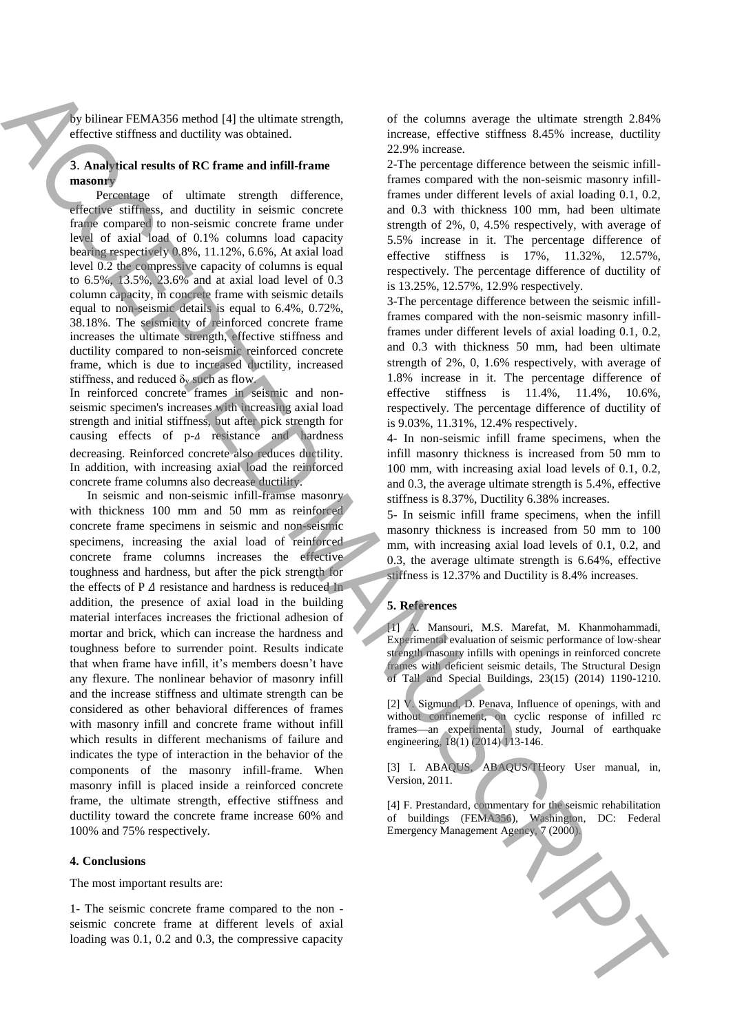by bilinear FEMA356 method [4] the ultimate strength, effective stiffness and ductility was obtained.

## 3. Analytical results of RC frame and infill-frame masonry

Percentage of ultimate strength difference, effective stiffness, and ductility in seismic concrete frame compared to non-seismic concrete frame under level of axial load of 0.1% columns load capacity bearing respectively 0.8%, 11.12%, 6.6%, At axial load level 0.2 the compressive capacity of columns is equal to 6.5%, 13.5%, 23.6% and at axial load level of 0.3 column capacity, in concrete frame with seismic details equal to non-seismic details is equal to 6.4%, 0.72%, 38.18%. The seismicity of reinforced concrete frame increases the ultimate strength, effective stiffness and ductility compared to non-seismic reinforced concrete frame, which is due to increased ductility, increased stiffness, and reduced $\delta_y$ such as flow.

In reinforced concrete frames in seismic and non-seismic specimen's increases with increasing axial load strength and initial stiffness, but after pick strength for causing effects of p-$\Delta$ resistance and hardness decreasing. Reinforced concrete also reduces ductility. In addition, with increasing axial load the reinforced concrete frame columns also decrease ductility.

In seismic and non-seismic infill-framse masonry with thickness 100 mm and 50 mm as reinforced concrete frame specimens in seismic and non-seismic specimens, increasing the axial load of reinforced concrete frame columns increases the effective toughness and hardness, but after the pick strength for the effects of P $\Delta$ resistance and hardness is reduced In addition, the presence of axial load in the building material interfaces increases the frictional adhesion of mortar and brick, which can increase the hardness and toughness before to surrender point. Results indicate that when frame have infill, it's members doesn't have any flexure. The nonlinear behavior of masonry infill and the increase stiffness and ultimate strength can be considered as other behavioral differences of frames with masonry infill and concrete frame without infill which results in different mechanisms of failure and indicates the type of interaction in the behavior of the components of the masonry infill-frame. When masonry infill is placed inside a reinforced concrete frame, the ultimate strength, effective stiffness and ductility toward the concrete frame increase 60% and 100% and 75% respectively.

## 4. Conclusions

The most important results are:

1- The seismic concrete frame compared to the non - seismic concrete frame at different levels of axial loading was 0.1, 0.2 and 0.3, the compressive capacity of the columns average the ultimate strength 2.84% increase, effective stiffness 8.45% increase, ductility 22.9% increase.

2-The percentage difference between the seismic infill-frames compared with the non-seismic masonry infill-frames under different levels of axial loading 0.1, 0.2, and 0.3 with thickness 100 mm, had been ultimate strength of 2%, 0, 4.5% respectively, with average of 5.5% increase in it. The percentage difference of effective stiffness is 17%, 11.32%, 12.57%, respectively. The percentage difference of ductility of is 13.25%, 12.57%, 12.9% respectively.

3-The percentage difference between the seismic infill-frames compared with the non-seismic masonry infill-frames under different levels of axial loading 0.1, 0.2, and 0.3 with thickness 50 mm, had been ultimate strength of 2%, 0, 1.6% respectively, with average of 1.8% increase in it. The percentage difference of effective stiffness is 11.4%, 11.4%, 10.6%, respectively. The percentage difference of ductility of is 9.03%, 11.31%, 12.4% respectively.

4- In non-seismic infill frame specimens, when the infill masonry thickness is increased from 50 mm to 100 mm, with increasing axial load levels of 0.1, 0.2, and 0.3, the average ultimate strength is 5.4%, effective stiffness is 8.37%, Ductility 6.38% increases.

5- In seismic infill frame specimens, when the infill masonry thickness is increased from 50 mm to 100 mm, with increasing axial load levels of 0.1, 0.2, and 0.3, the average ultimate strength is 6.64%, effective stiffness is 12.37% and Ductility is 8.4% increases.

## 5. References

[1] A. Mansouri, M.S. Marefat, M. Khanmohammadi, Experimental evaluation of seismic performance of low-shear strength masonry infills with openings in reinforced concrete frames with deficient seismic details, The Structural Design of Tall and Special Buildings, 23(15) (2014) 1190-1210.

[2] V. Sigmund, D. Penava, Influence of openings, with and without confinement, on cyclic response of infilled rc frames—an experimental study, Journal of earthquake engineering, 18(1) (2014) 113-146.

[3] I. ABAQUS, ABAQUS/THeory User manual, in, Version, 2011.

[4] F. Prestandard, commentary for the seismic rehabilitation of buildings (FEMA356), Washington, DC: Federal Emergency Management Agency, 7 (2000).